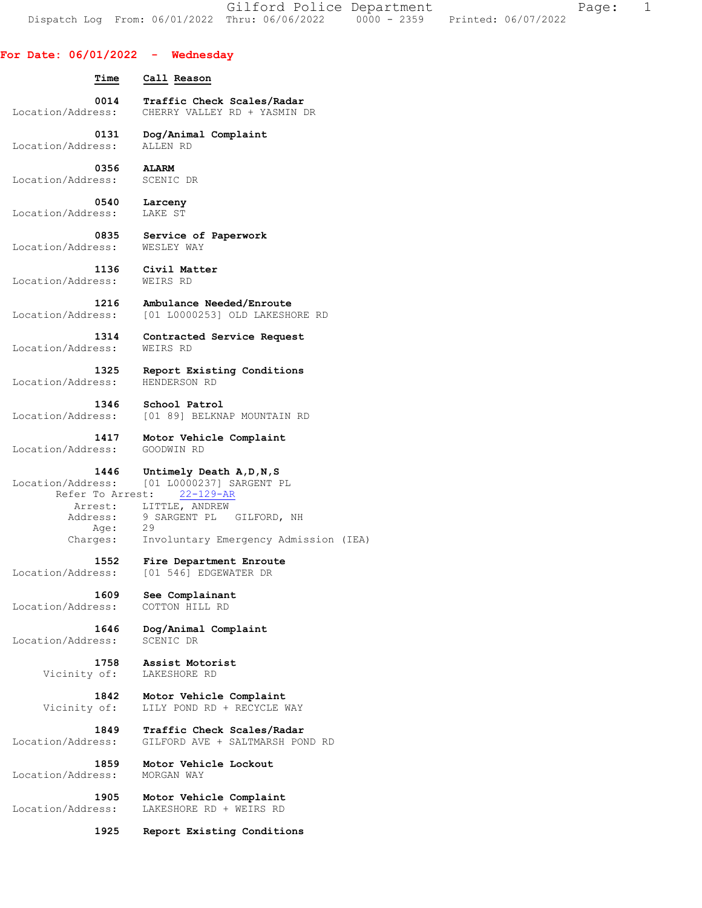Gilford Police Department

Dispatch Log From: 06/01/2022 Thru: 06/06/2022 0000 - 2359 Printed: 06/07/2022

## For Date: 06/01/2022 - Wednesday

| Time | Call Reason |
|---|---|
| 0014 | **Traffic Check Scales/Radar** |
| Location/Address: | CHERRY VALLEY RD + YASMIN DR |
| 0131 | **Dog/Animal Complaint** |
| Location/Address: | ALLEN RD |
| 0356 | **ALARM** |
| Location/Address: | SCENIC DR |
| 0540 | **Larceny** |
| Location/Address: | LAKE ST |
| 0835 | **Service of Paperwork** |
| Location/Address: | WESLEY WAY |
| 1136 | **Civil Matter** |
| Location/Address: | WEIRS RD |
| 1216 | **Ambulance Needed/Enroute** |
| Location/Address: | [01 L0000253] OLD LAKESHORE RD |
| 1314 | **Contracted Service Request** |
| Location/Address: | WEIRS RD |
| 1325 | **Report Existing Conditions** |
| Location/Address: | HENDERSON RD |
| 1346 | **School Patrol** |
| Location/Address: | [01 89] BELKNAP MOUNTAIN RD |
| 1417 | **Motor Vehicle Complaint** |
| Location/Address: | GOODWIN RD |
| 1446 | **Untimely Death A,D,N,S** |
| Location/Address: | [01 L0000237] SARGENT PL |
| Refer To Arrest: | 22-129-AR |
| Arrest: | LITTLE, ANDREW |
| Address: | 9 SARGENT PL GILFORD, NH |
| Age: | 29 |
| Charges: | Involuntary Emergency Admission (IEA) |
| 1552 | **Fire Department Enroute** |
| Location/Address: | [01 546] EDGEWATER DR |
| 1609 | **See Complainant** |
| Location/Address: | COTTON HILL RD |
| 1646 | **Dog/Animal Complaint** |
| Location/Address: | SCENIC DR |
| 1758 | **Assist Motorist** |
| Vicinity of: | LAKESHORE RD |
| 1842 | **Motor Vehicle Complaint** |
| Vicinity of: | LILY POND RD + RECYCLE WAY |
| 1849 | **Traffic Check Scales/Radar** |
| Location/Address: | GILFORD AVE + SALTMARSH POND RD |
| 1859 | **Motor Vehicle Lockout** |
| Location/Address: | MORGAN WAY |
| 1905 | **Motor Vehicle Complaint** |
| Location/Address: | LAKESHORE RD + WEIRS RD |
| 1925 | **Report Existing Conditions** |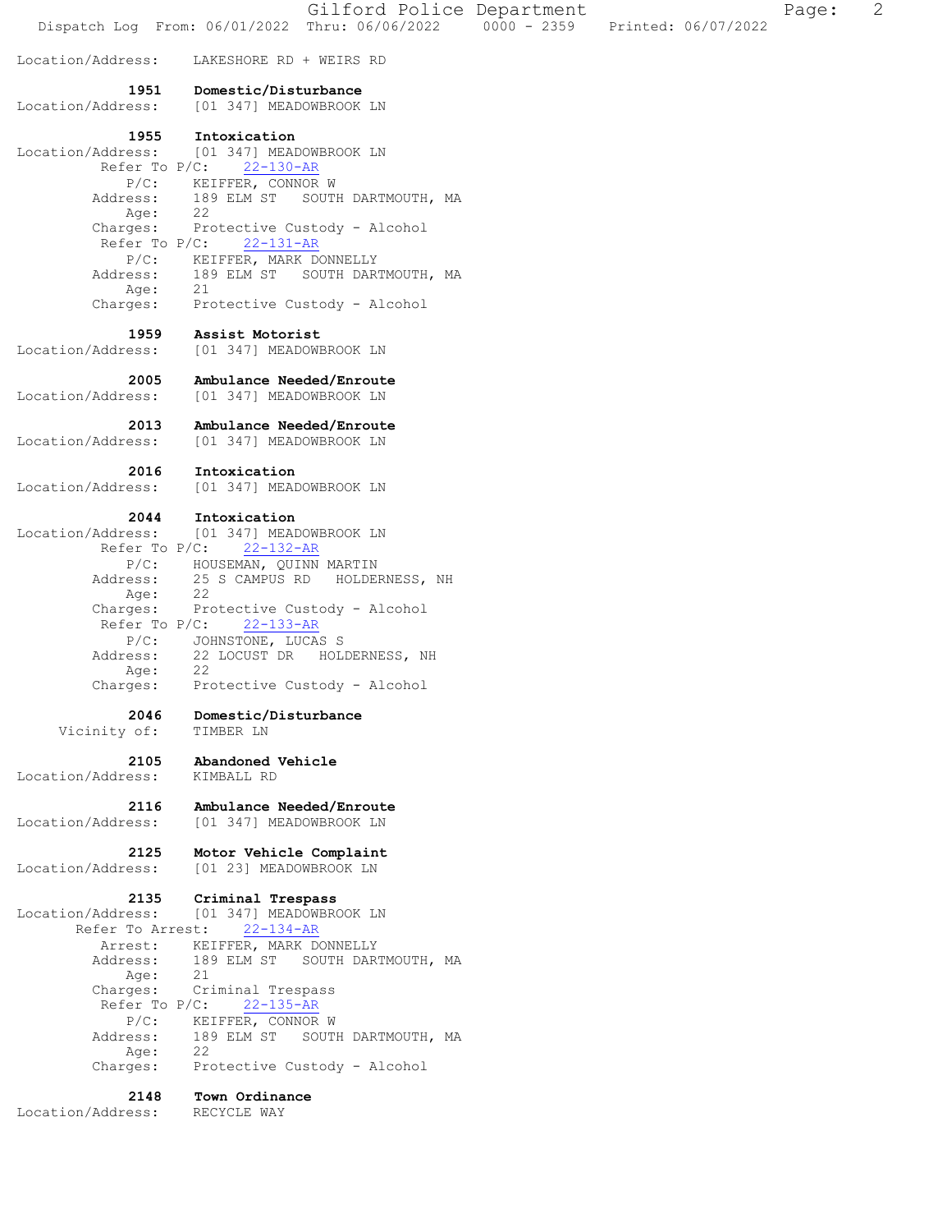Location/Address: LAKESHORE RD + WEIRS RD

**1951 Domestic/Disturbance**
Location/Address: [01 347] MEADOWBROOK LN

**1955 Intoxication**
Location/Address: [01 347] MEADOWBROOK LN
Refer To P/C: 22-130-AR
P/C: KEIFFER, CONNOR W
Address: 189 ELM ST SOUTH DARTMOUTH, MA
Age: 22
Charges: Protective Custody - Alcohol
Refer To P/C: 22-131-AR
P/C: KEIFFER, MARK DONNELLY
Address: 189 ELM ST SOUTH DARTMOUTH, MA
Age: 21
Charges: Protective Custody - Alcohol

**1959 Assist Motorist**
Location/Address: [01 347] MEADOWBROOK LN

**2005 Ambulance Needed/Enroute**
Location/Address: [01 347] MEADOWBROOK LN

**2013 Ambulance Needed/Enroute**
Location/Address: [01 347] MEADOWBROOK LN

**2016 Intoxication**
Location/Address: [01 347] MEADOWBROOK LN

**2044 Intoxication**
Location/Address: [01 347] MEADOWBROOK LN
Refer To P/C: 22-132-AR
P/C: HOUSEMAN, QUINN MARTIN
Address: 25 S CAMPUS RD HOLDERNESS, NH
Age: 22
Charges: Protective Custody - Alcohol
Refer To P/C: 22-133-AR
P/C: JOHNSTONE, LUCAS S
Address: 22 LOCUST DR HOLDERNESS, NH
Age: 22
Charges: Protective Custody - Alcohol

**2046 Domestic/Disturbance**
Vicinity of: TIMBER LN

**2105 Abandoned Vehicle**
Location/Address: KIMBALL RD

**2116 Ambulance Needed/Enroute**
Location/Address: [01 347] MEADOWBROOK LN

**2125 Motor Vehicle Complaint**
Location/Address: [01 23] MEADOWBROOK LN

**2135 Criminal Trespass**
Location/Address: [01 347] MEADOWBROOK LN
Refer To Arrest: 22-134-AR
Arrest: KEIFFER, MARK DONNELLY
Address: 189 ELM ST SOUTH DARTMOUTH, MA
Age: 21
Charges: Criminal Trespass
Refer To P/C: 22-135-AR
P/C: KEIFFER, CONNOR W
Address: 189 ELM ST SOUTH DARTMOUTH, MA
Age: 22
Charges: Protective Custody - Alcohol

**2148 Town Ordinance**
Location/Address: RECYCLE WAY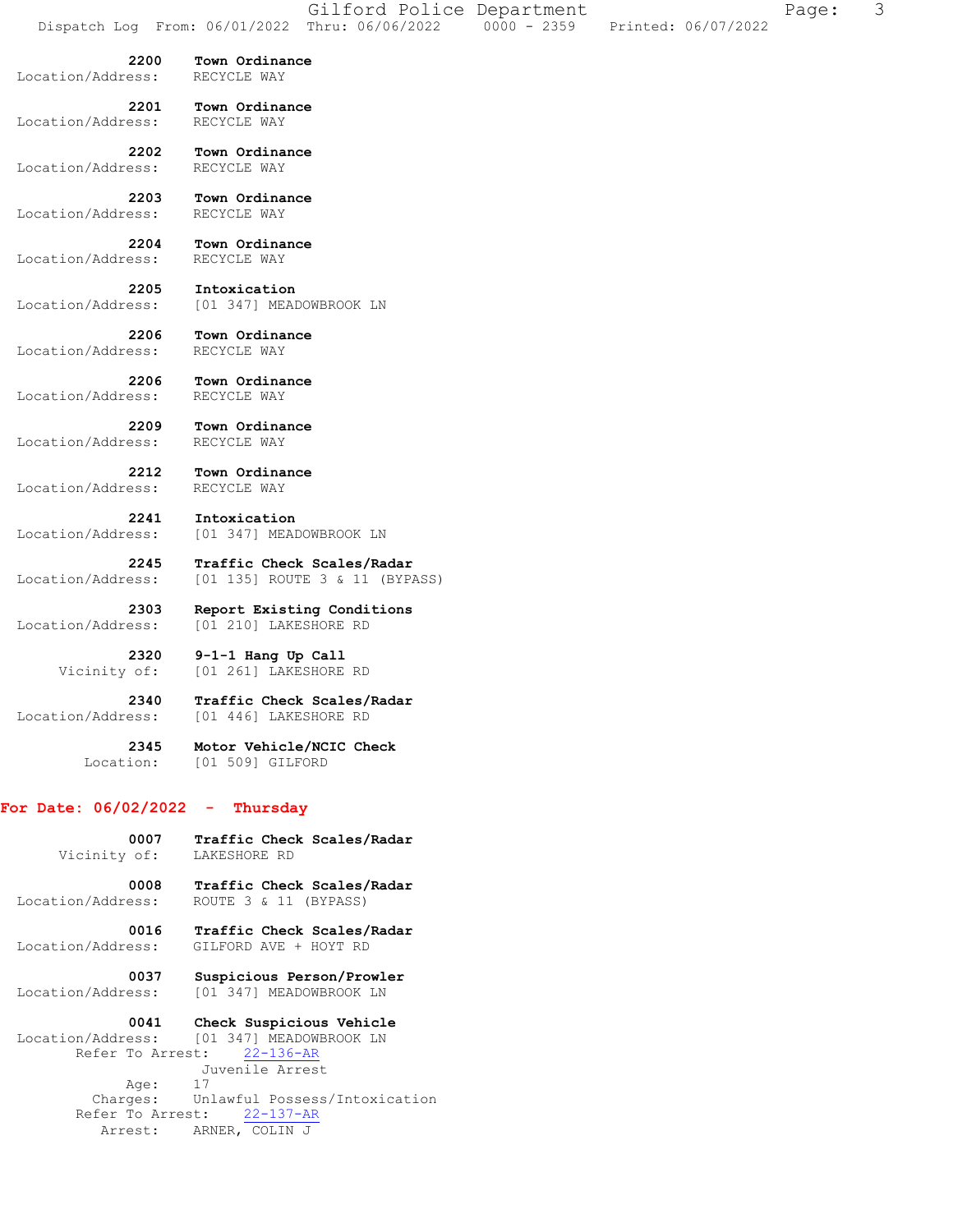**2200 Town Ordinance**
Location/Address: RECYCLE WAY

**2201 Town Ordinance**
Location/Address: RECYCLE WAY

**2202 Town Ordinance**
Location/Address: RECYCLE WAY

**2203 Town Ordinance**
Location/Address: RECYCLE WAY

**2204 Town Ordinance**
Location/Address: RECYCLE WAY

**2205 Intoxication**
Location/Address: [01 347] MEADOWBROOK LN

**2206 Town Ordinance**
Location/Address: RECYCLE WAY

**2206 Town Ordinance**
Location/Address: RECYCLE WAY

**2209 Town Ordinance**
Location/Address: RECYCLE WAY

**2212 Town Ordinance**
Location/Address: RECYCLE WAY

**2241 Intoxication**
Location/Address: [01 347] MEADOWBROOK LN

**2245 Traffic Check Scales/Radar**
Location/Address: [01 135] ROUTE 3 & 11 (BYPASS)

**2303 Report Existing Conditions**
Location/Address: [01 210] LAKESHORE RD

**2320 9-1-1 Hang Up Call**
Vicinity of: [01 261] LAKESHORE RD

**2340 Traffic Check Scales/Radar**
Location/Address: [01 446] LAKESHORE RD

**2345 Motor Vehicle/NCIC Check**
Location: [01 509] GILFORD

## For Date: 06/02/2022 - Thursday

**0007 Traffic Check Scales/Radar**
Vicinity of: LAKESHORE RD

**0008 Traffic Check Scales/Radar**
Location/Address: ROUTE 3 & 11 (BYPASS)

**0016 Traffic Check Scales/Radar**
Location/Address: GILFORD AVE + HOYT RD

**0037 Suspicious Person/Prowler**
Location/Address: [01 347] MEADOWBROOK LN

**0041 Check Suspicious Vehicle**
Location/Address: [01 347] MEADOWBROOK LN
Refer To Arrest: 22-136-AR
Juvenile Arrest
Age: 17
Charges: Unlawful Possess/Intoxication
Refer To Arrest: 22-137-AR
Arrest: ARNER, COLIN J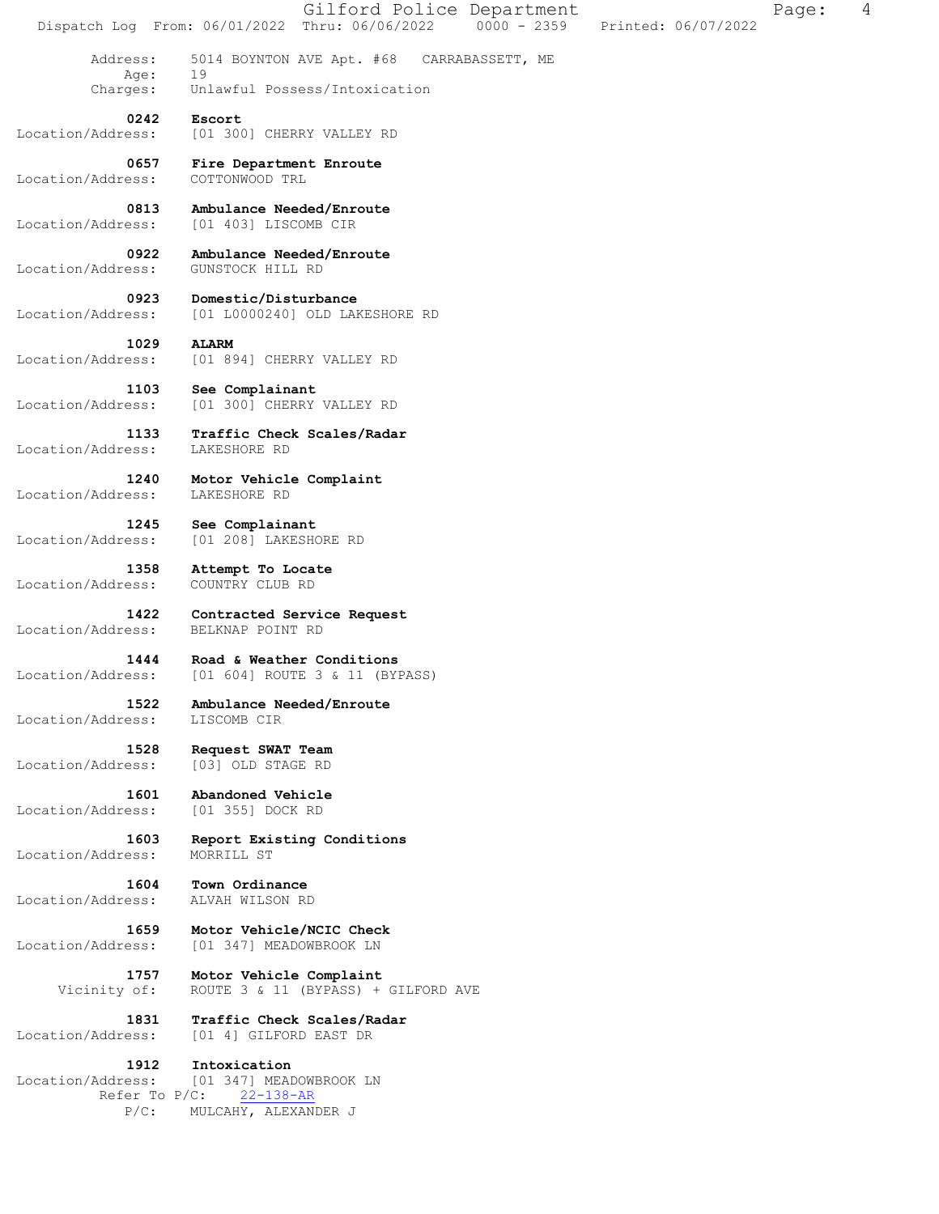Address: 5014 BOYNTON AVE Apt. #68 CARRABASSETT, ME
Age: 19
Charges: Unlawful Possess/Intoxication

**0242 Escort**
Location/Address: [01 300] CHERRY VALLEY RD

**0657 Fire Department Enroute**
Location/Address: COTTONWOOD TRL

**0813 Ambulance Needed/Enroute**
Location/Address: [01 403] LISCOMB CIR

**0922 Ambulance Needed/Enroute**
Location/Address: GUNSTOCK HILL RD

**0923 Domestic/Disturbance**
Location/Address: [01 L0000240] OLD LAKESHORE RD

**1029 ALARM**
Location/Address: [01 894] CHERRY VALLEY RD

**1103 See Complainant**
Location/Address: [01 300] CHERRY VALLEY RD

**1133 Traffic Check Scales/Radar**
Location/Address: LAKESHORE RD

**1240 Motor Vehicle Complaint**
Location/Address: LAKESHORE RD

**1245 See Complainant**
Location/Address: [01 208] LAKESHORE RD

**1358 Attempt To Locate**
Location/Address: COUNTRY CLUB RD

**1422 Contracted Service Request**
Location/Address: BELKNAP POINT RD

**1444 Road & Weather Conditions**
Location/Address: [01 604] ROUTE 3 & 11 (BYPASS)

**1522 Ambulance Needed/Enroute**
Location/Address: LISCOMB CIR

**1528 Request SWAT Team**
Location/Address: [03] OLD STAGE RD

**1601 Abandoned Vehicle**
Location/Address: [01 355] DOCK RD

**1603 Report Existing Conditions**
Location/Address: MORRILL ST

**1604 Town Ordinance**
Location/Address: ALVAH WILSON RD

**1659 Motor Vehicle/NCIC Check**
Location/Address: [01 347] MEADOWBROOK LN

**1757 Motor Vehicle Complaint**
Vicinity of: ROUTE 3 & 11 (BYPASS) + GILFORD AVE

**1831 Traffic Check Scales/Radar**
Location/Address: [01 4] GILFORD EAST DR

**1912 Intoxication**
Location/Address: [01 347] MEADOWBROOK LN
Refer To P/C: 22-138-AR
P/C: MULCAHY, ALEXANDER J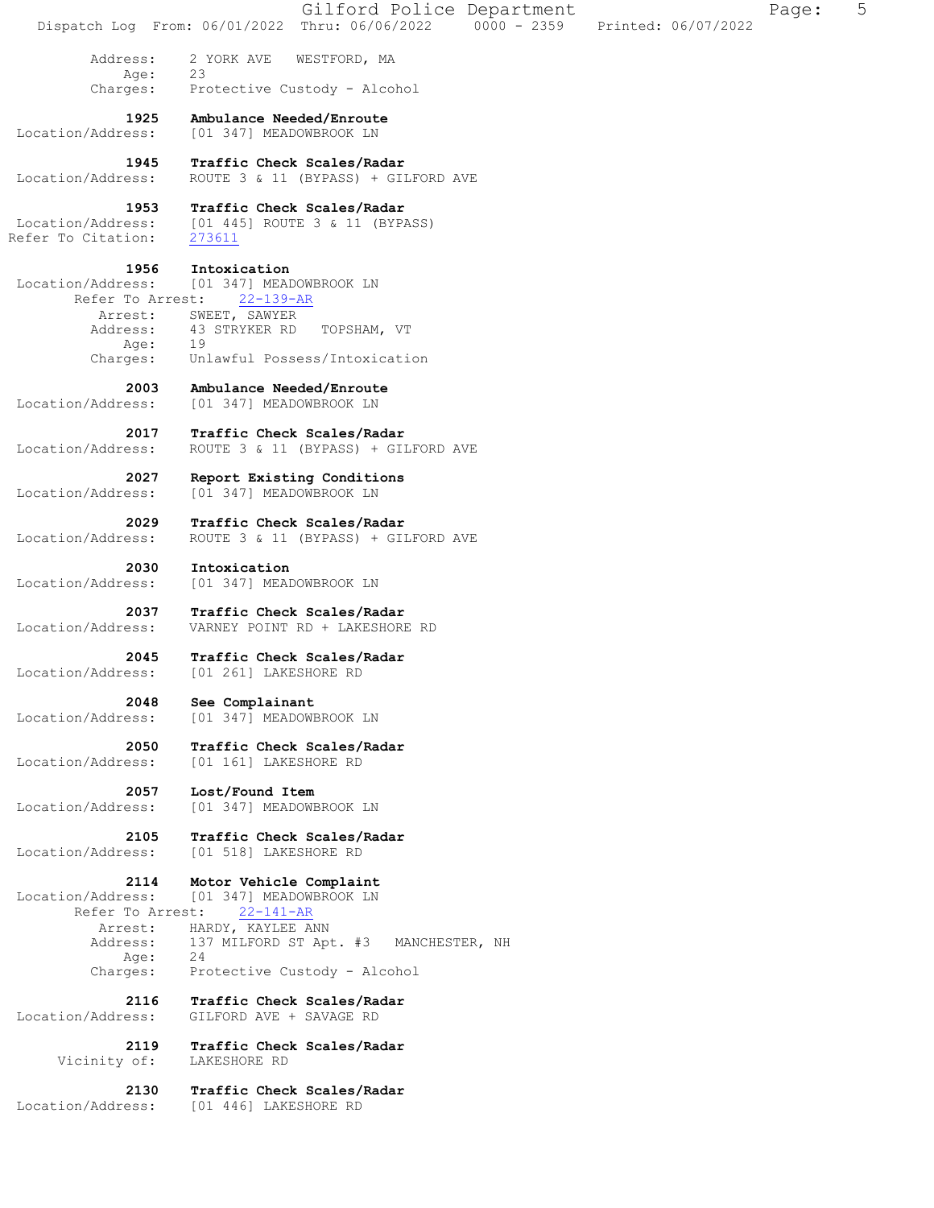Address: 2 YORK AVE WESTFORD, MA
Age: 23
Charges: Protective Custody - Alcohol

**1925 Ambulance Needed/Enroute**
Location/Address: [01 347] MEADOWBROOK LN

**1945 Traffic Check Scales/Radar**
Location/Address: ROUTE 3 & 11 (BYPASS) + GILFORD AVE

**1953 Traffic Check Scales/Radar**
Location/Address: [01 445] ROUTE 3 & 11 (BYPASS)
Refer To Citation: 273611

**1956 Intoxication**
Location/Address: [01 347] MEADOWBROOK LN
Refer To Arrest: 22-139-AR
Arrest: SWEET, SAWYER
Address: 43 STRYKER RD TOPSHAM, VT
Age: 19
Charges: Unlawful Possess/Intoxication

**2003 Ambulance Needed/Enroute**
Location/Address: [01 347] MEADOWBROOK LN

**2017 Traffic Check Scales/Radar**
Location/Address: ROUTE 3 & 11 (BYPASS) + GILFORD AVE

**2027 Report Existing Conditions**
Location/Address: [01 347] MEADOWBROOK LN

**2029 Traffic Check Scales/Radar**
Location/Address: ROUTE 3 & 11 (BYPASS) + GILFORD AVE

**2030 Intoxication**
Location/Address: [01 347] MEADOWBROOK LN

**2037 Traffic Check Scales/Radar**
Location/Address: VARNEY POINT RD + LAKESHORE RD

**2045 Traffic Check Scales/Radar**
Location/Address: [01 261] LAKESHORE RD

**2048 See Complainant**
Location/Address: [01 347] MEADOWBROOK LN

**2050 Traffic Check Scales/Radar**
Location/Address: [01 161] LAKESHORE RD

**2057 Lost/Found Item**
Location/Address: [01 347] MEADOWBROOK LN

**2105 Traffic Check Scales/Radar**
Location/Address: [01 518] LAKESHORE RD

**2114 Motor Vehicle Complaint**
Location/Address: [01 347] MEADOWBROOK LN
Refer To Arrest: 22-141-AR
Arrest: HARDY, KAYLEE ANN
Address: 137 MILFORD ST Apt. #3 MANCHESTER, NH
Age: 24
Charges: Protective Custody - Alcohol

**2116 Traffic Check Scales/Radar**
Location/Address: GILFORD AVE + SAVAGE RD

**2119 Traffic Check Scales/Radar**
Vicinity of: LAKESHORE RD

**2130 Traffic Check Scales/Radar**
Location/Address: [01 446] LAKESHORE RD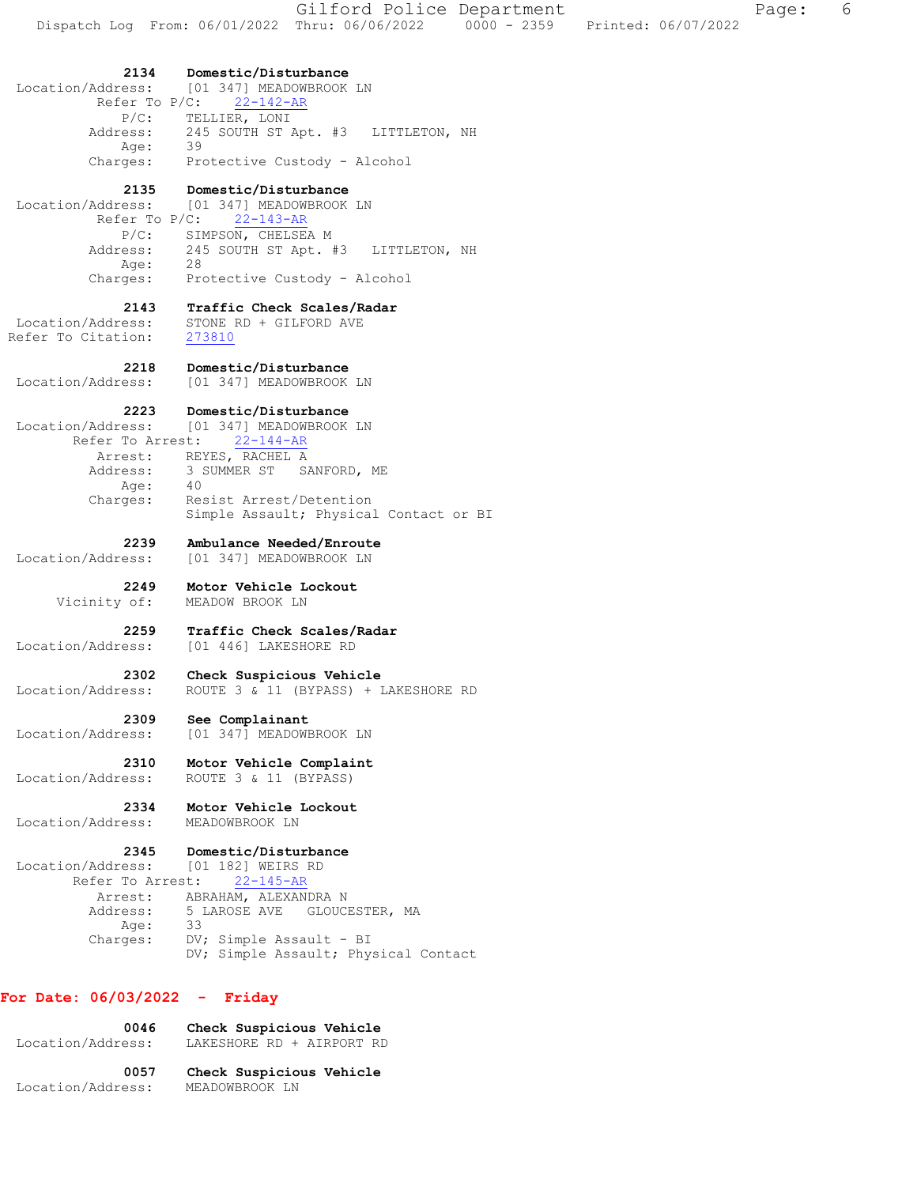**2134 Domestic/Disturbance**
Location/Address: [01 347] MEADOWBROOK LN
Refer To P/C: 22-142-AR
P/C: TELLIER, LONI
Address: 245 SOUTH ST Apt. #3 LITTLETON, NH
Age: 39
Charges: Protective Custody - Alcohol

**2135 Domestic/Disturbance**
Location/Address: [01 347] MEADOWBROOK LN
Refer To P/C: 22-143-AR
P/C: SIMPSON, CHELSEA M
Address: 245 SOUTH ST Apt. #3 LITTLETON, NH
Age: 28
Charges: Protective Custody - Alcohol

**2143 Traffic Check Scales/Radar**
Location/Address: STONE RD + GILFORD AVE
Refer To Citation: 273810

**2218 Domestic/Disturbance**
Location/Address: [01 347] MEADOWBROOK LN

**2223 Domestic/Disturbance**
Location/Address: [01 347] MEADOWBROOK LN
Refer To Arrest: 22-144-AR
Arrest: REYES, RACHEL A
Address: 3 SUMMER ST SANFORD, ME
Age: 40
Charges: Resist Arrest/Detention
Simple Assault; Physical Contact or BI

**2239 Ambulance Needed/Enroute**
Location/Address: [01 347] MEADOWBROOK LN

**2249 Motor Vehicle Lockout**
Vicinity of: MEADOW BROOK LN

**2259 Traffic Check Scales/Radar**
Location/Address: [01 446] LAKESHORE RD

**2302 Check Suspicious Vehicle**
Location/Address: ROUTE 3 & 11 (BYPASS) + LAKESHORE RD

**2309 See Complainant**
Location/Address: [01 347] MEADOWBROOK LN

**2310 Motor Vehicle Complaint**
Location/Address: ROUTE 3 & 11 (BYPASS)

**2334 Motor Vehicle Lockout**
Location/Address: MEADOWBROOK LN

**2345 Domestic/Disturbance**
Location/Address: [01 182] WEIRS RD
Refer To Arrest: 22-145-AR
Arrest: ABRAHAM, ALEXANDRA N
Address: 5 LAROSE AVE GLOUCESTER, MA
Age: 33
Charges: DV; Simple Assault - BI
DV; Simple Assault; Physical Contact

## For Date: 06/03/2022 - Friday

**0046 Check Suspicious Vehicle**
Location/Address: LAKESHORE RD + AIRPORT RD

**0057 Check Suspicious Vehicle**
Location/Address: MEADOWBROOK LN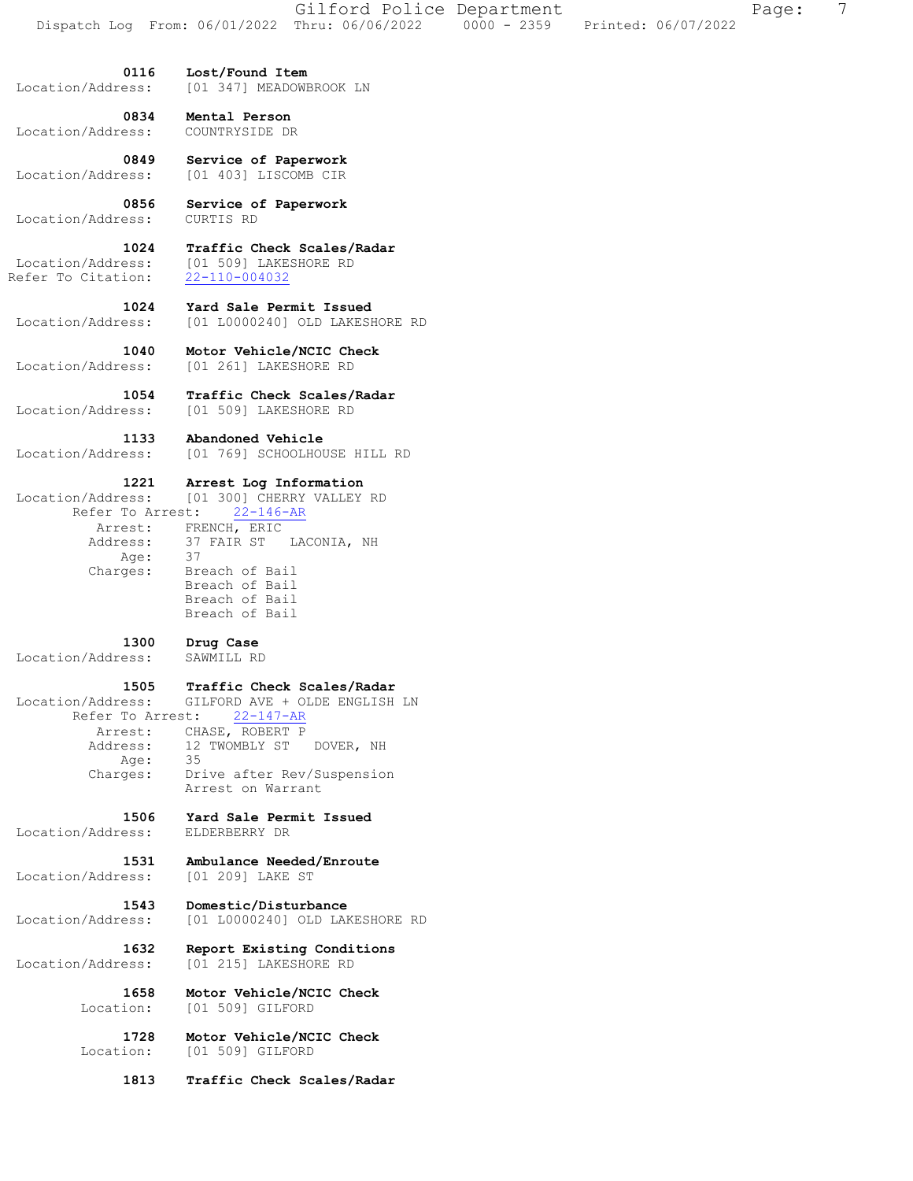**0116** **Lost/Found Item**
Location/Address: [01 347] MEADOWBROOK LN

**0834** **Mental Person**
Location/Address: COUNTRYSIDE DR

**0849** **Service of Paperwork**
Location/Address: [01 403] LISCOMB CIR

**0856** **Service of Paperwork**
Location/Address: CURTIS RD

**1024** **Traffic Check Scales/Radar**
Location/Address: [01 509] LAKESHORE RD
Refer To Citation: 22-110-004032

**1024** **Yard Sale Permit Issued**
Location/Address: [01 L0000240] OLD LAKESHORE RD

**1040** **Motor Vehicle/NCIC Check**
Location/Address: [01 261] LAKESHORE RD

**1054** **Traffic Check Scales/Radar**
Location/Address: [01 509] LAKESHORE RD

**1133** **Abandoned Vehicle**
Location/Address: [01 769] SCHOOLHOUSE HILL RD

**1221** **Arrest Log Information**
Location/Address: [01 300] CHERRY VALLEY RD
Refer To Arrest: 22-146-AR
Arrest: FRENCH, ERIC
Address: 37 FAIR ST LACONIA, NH
Age: 37
Charges: Breach of Bail
Breach of Bail
Breach of Bail
Breach of Bail

**1300** **Drug Case**
Location/Address: SAWMILL RD

**1505** **Traffic Check Scales/Radar**
Location/Address: GILFORD AVE + OLDE ENGLISH LN
Refer To Arrest: 22-147-AR
Arrest: CHASE, ROBERT P
Address: 12 TWOMBLY ST DOVER, NH
Age: 35
Charges: Drive after Rev/Suspension
Arrest on Warrant

**1506** **Yard Sale Permit Issued**
Location/Address: ELDERBERRY DR

**1531** **Ambulance Needed/Enroute**
Location/Address: [01 209] LAKE ST

**1543** **Domestic/Disturbance**
Location/Address: [01 L0000240] OLD LAKESHORE RD

**1632** **Report Existing Conditions**
Location/Address: [01 215] LAKESHORE RD

**1658** **Motor Vehicle/NCIC Check**
Location: [01 509] GILFORD

**1728** **Motor Vehicle/NCIC Check**
Location: [01 509] GILFORD

**1813** **Traffic Check Scales/Radar**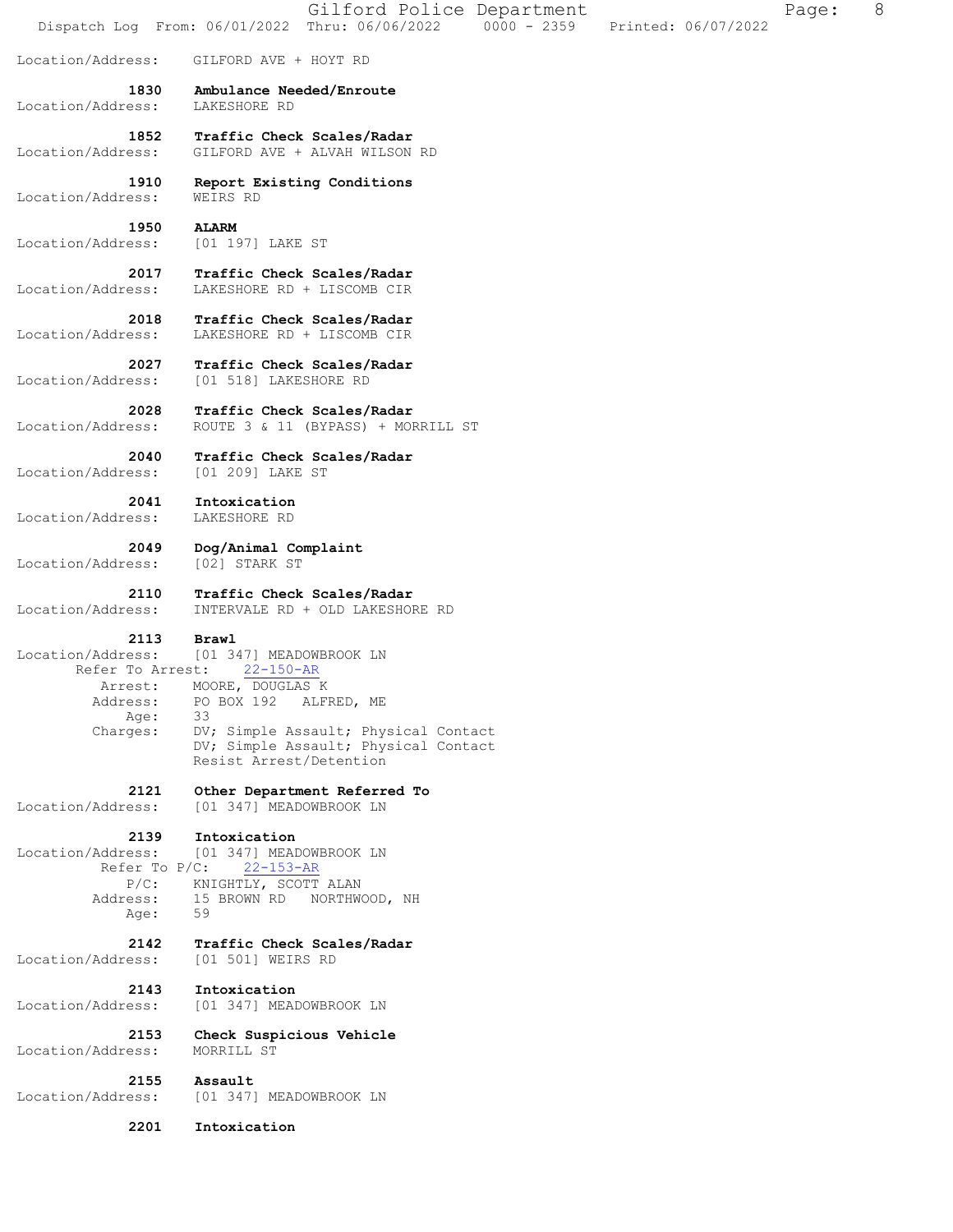Location/Address: GILFORD AVE + HOYT RD

**1830 Ambulance Needed/Enroute**
Location/Address: LAKESHORE RD

**1852 Traffic Check Scales/Radar**
Location/Address: GILFORD AVE + ALVAH WILSON RD

**1910 Report Existing Conditions**
Location/Address: WEIRS RD

**1950 ALARM**
Location/Address: [01 197] LAKE ST

**2017 Traffic Check Scales/Radar**
Location/Address: LAKESHORE RD + LISCOMB CIR

**2018 Traffic Check Scales/Radar**
Location/Address: LAKESHORE RD + LISCOMB CIR

**2027 Traffic Check Scales/Radar**
Location/Address: [01 518] LAKESHORE RD

**2028 Traffic Check Scales/Radar**
Location/Address: ROUTE 3 & 11 (BYPASS) + MORRILL ST

**2040 Traffic Check Scales/Radar**
Location/Address: [01 209] LAKE ST

**2041 Intoxication**
Location/Address: LAKESHORE RD

**2049 Dog/Animal Complaint**
Location/Address: [02] STARK ST

**2110 Traffic Check Scales/Radar**
Location/Address: INTERVALE RD + OLD LAKESHORE RD

**2113 Brawl**
Location/Address: [01 347] MEADOWBROOK LN
Refer To Arrest: 22-150-AR
Arrest: MOORE, DOUGLAS K
Address: PO BOX 192 ALFRED, ME
Age: 33
Charges: DV; Simple Assault; Physical Contact
DV; Simple Assault; Physical Contact
Resist Arrest/Detention

**2121 Other Department Referred To**
Location/Address: [01 347] MEADOWBROOK LN

**2139 Intoxication**
Location/Address: [01 347] MEADOWBROOK LN
Refer To P/C: 22-153-AR
P/C: KNIGHTLY, SCOTT ALAN
Address: 15 BROWN RD NORTHWOOD, NH
Age: 59

**2142 Traffic Check Scales/Radar**
Location/Address: [01 501] WEIRS RD

**2143 Intoxication**
Location/Address: [01 347] MEADOWBROOK LN

**2153 Check Suspicious Vehicle**
Location/Address: MORRILL ST

**2155 Assault**
Location/Address: [01 347] MEADOWBROOK LN

**2201 Intoxication**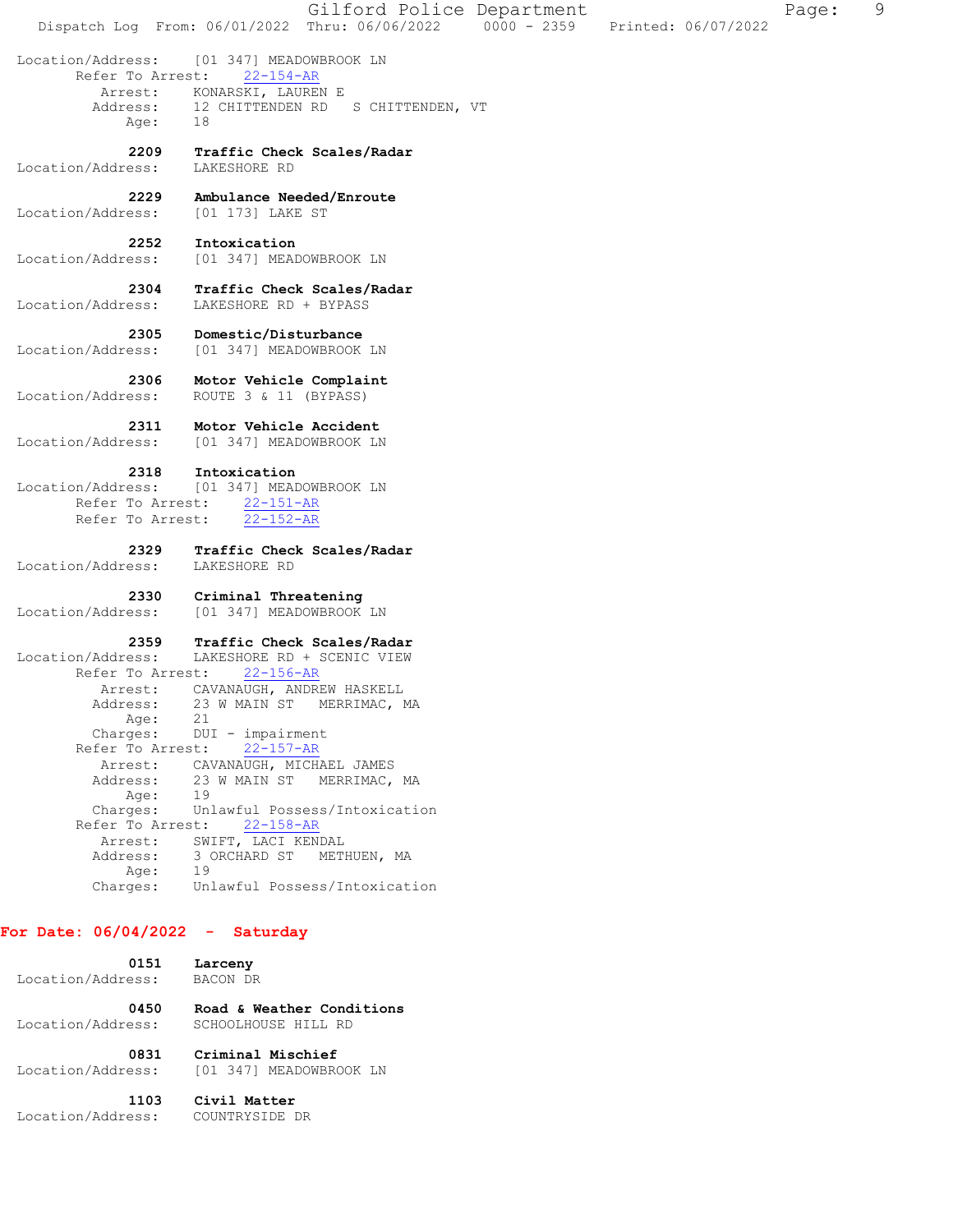Location/Address: [01 347] MEADOWBROOK LN
Refer To Arrest: 22-154-AR
Arrest: KONARSKI, LAUREN E
Address: 12 CHITTENDEN RD S CHITTENDEN, VT
Age: 18

**2209 Traffic Check Scales/Radar**
Location/Address: LAKESHORE RD

**2229 Ambulance Needed/Enroute**
Location/Address: [01 173] LAKE ST

**2252 Intoxication**
Location/Address: [01 347] MEADOWBROOK LN

**2304 Traffic Check Scales/Radar**
Location/Address: LAKESHORE RD + BYPASS

**2305 Domestic/Disturbance**
Location/Address: [01 347] MEADOWBROOK LN

**2306 Motor Vehicle Complaint**
Location/Address: ROUTE 3 & 11 (BYPASS)

**2311 Motor Vehicle Accident**
Location/Address: [01 347] MEADOWBROOK LN

**2318 Intoxication**
Location/Address: [01 347] MEADOWBROOK LN
Refer To Arrest: 22-151-AR
Refer To Arrest: 22-152-AR

**2329 Traffic Check Scales/Radar**
Location/Address: LAKESHORE RD

**2330 Criminal Threatening**
Location/Address: [01 347] MEADOWBROOK LN

**2359 Traffic Check Scales/Radar**
Location/Address: LAKESHORE RD + SCENIC VIEW
Refer To Arrest: 22-156-AR
Arrest: CAVANAUGH, ANDREW HASKELL
Address: 23 W MAIN ST MERRIMAC, MA
Age: 21
Charges: DUI - impairment
Refer To Arrest: 22-157-AR
Arrest: CAVANAUGH, MICHAEL JAMES
Address: 23 W MAIN ST MERRIMAC, MA
Age: 19
Charges: Unlawful Possess/Intoxication
Refer To Arrest: 22-158-AR
Arrest: SWIFT, LACI KENDAL
Address: 3 ORCHARD ST METHUEN, MA
Age: 19
Charges: Unlawful Possess/Intoxication

## For Date: 06/04/2022 - Saturday

**0151 Larceny**
Location/Address: BACON DR

**0450 Road & Weather Conditions**
Location/Address: SCHOOLHOUSE HILL RD

**0831 Criminal Mischief**
Location/Address: [01 347] MEADOWBROOK LN

**1103 Civil Matter**
Location/Address: COUNTRYSIDE DR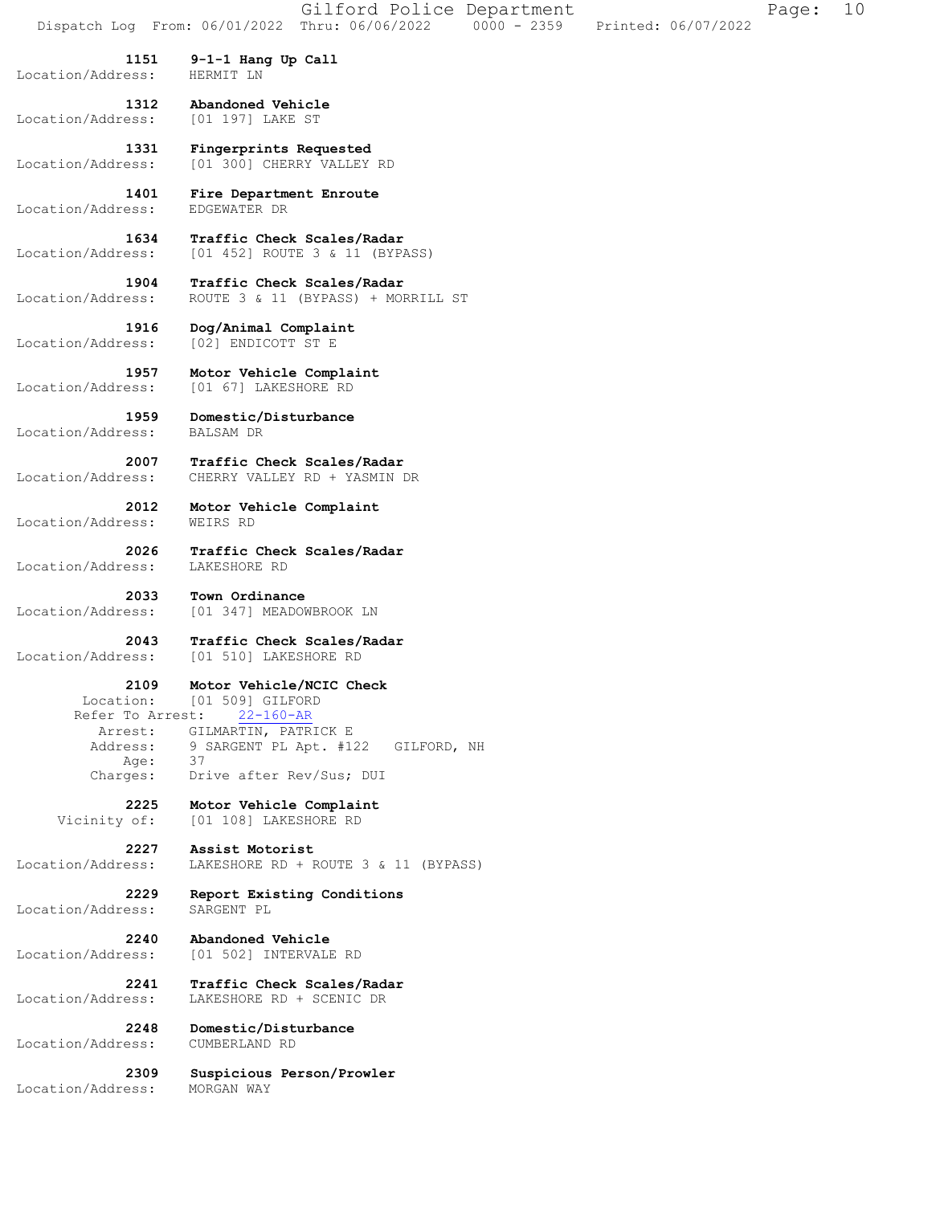**1151 9-1-1 Hang Up Call**
Location/Address: HERMIT LN

**1312 Abandoned Vehicle**
Location/Address: [01 197] LAKE ST

**1331 Fingerprints Requested**
Location/Address: [01 300] CHERRY VALLEY RD

**1401 Fire Department Enroute**
Location/Address: EDGEWATER DR

**1634 Traffic Check Scales/Radar**
Location/Address: [01 452] ROUTE 3 & 11 (BYPASS)

**1904 Traffic Check Scales/Radar**
Location/Address: ROUTE 3 & 11 (BYPASS) + MORRILL ST

**1916 Dog/Animal Complaint**
Location/Address: [02] ENDICOTT ST E

**1957 Motor Vehicle Complaint**
Location/Address: [01 67] LAKESHORE RD

**1959 Domestic/Disturbance**
Location/Address: BALSAM DR

**2007 Traffic Check Scales/Radar**
Location/Address: CHERRY VALLEY RD + YASMIN DR

**2012 Motor Vehicle Complaint**
Location/Address: WEIRS RD

**2026 Traffic Check Scales/Radar**
Location/Address: LAKESHORE RD

**2033 Town Ordinance**
Location/Address: [01 347] MEADOWBROOK LN

**2043 Traffic Check Scales/Radar**
Location/Address: [01 510] LAKESHORE RD

**2109 Motor Vehicle/NCIC Check**
Location: [01 509] GILFORD
Refer To Arrest: 22-160-AR
Arrest: GILMARTIN, PATRICK E
Address: 9 SARGENT PL Apt. #122 GILFORD, NH
Age: 37
Charges: Drive after Rev/Sus; DUI

**2225 Motor Vehicle Complaint**
Vicinity of: [01 108] LAKESHORE RD

**2227 Assist Motorist**
Location/Address: LAKESHORE RD + ROUTE 3 & 11 (BYPASS)

**2229 Report Existing Conditions**
Location/Address: SARGENT PL

**2240 Abandoned Vehicle**
Location/Address: [01 502] INTERVALE RD

**2241 Traffic Check Scales/Radar**
Location/Address: LAKESHORE RD + SCENIC DR

**2248 Domestic/Disturbance**
Location/Address: CUMBERLAND RD

**2309 Suspicious Person/Prowler**
Location/Address: MORGAN WAY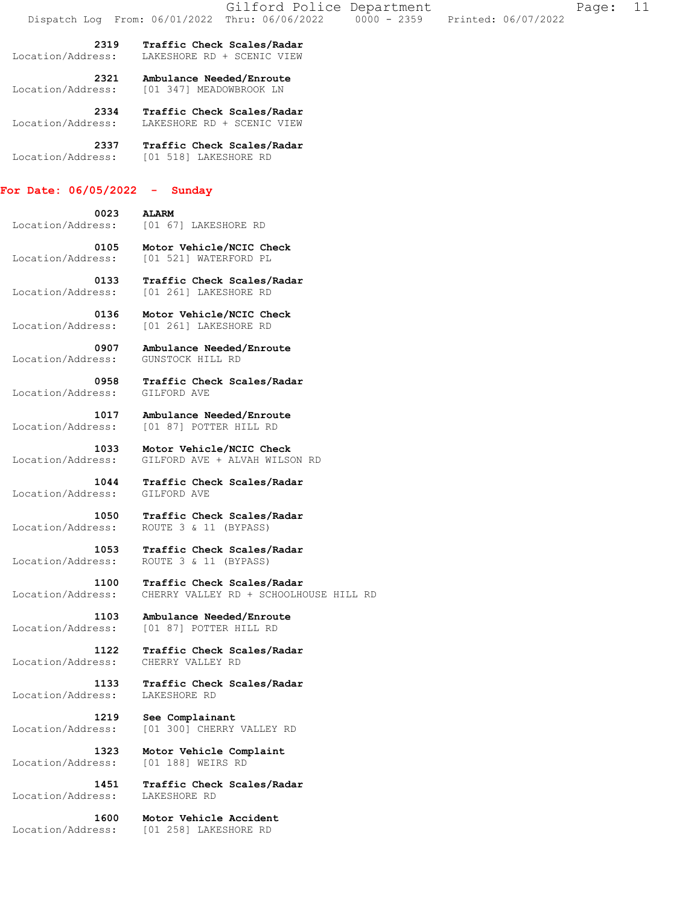**2319** **Traffic Check Scales/Radar**
Location/Address: LAKESHORE RD + SCENIC VIEW

**2321** **Ambulance Needed/Enroute**
Location/Address: [01 347] MEADOWBROOK LN

**2334** **Traffic Check Scales/Radar**
Location/Address: LAKESHORE RD + SCENIC VIEW

**2337** **Traffic Check Scales/Radar**
Location/Address: [01 518] LAKESHORE RD

## For Date: 06/05/2022 - Sunday

**0023** **ALARM**
Location/Address: [01 67] LAKESHORE RD

**0105** **Motor Vehicle/NCIC Check**
Location/Address: [01 521] WATERFORD PL

**0133** **Traffic Check Scales/Radar**
Location/Address: [01 261] LAKESHORE RD

**0136** **Motor Vehicle/NCIC Check**
Location/Address: [01 261] LAKESHORE RD

**0907** **Ambulance Needed/Enroute**
Location/Address: GUNSTOCK HILL RD

**0958** **Traffic Check Scales/Radar**
Location/Address: GILFORD AVE

**1017** **Ambulance Needed/Enroute**
Location/Address: [01 87] POTTER HILL RD

**1033** **Motor Vehicle/NCIC Check**
Location/Address: GILFORD AVE + ALVAH WILSON RD

**1044** **Traffic Check Scales/Radar**
Location/Address: GILFORD AVE

**1050** **Traffic Check Scales/Radar**
Location/Address: ROUTE 3 & 11 (BYPASS)

**1053** **Traffic Check Scales/Radar**
Location/Address: ROUTE 3 & 11 (BYPASS)

**1100** **Traffic Check Scales/Radar**
Location/Address: CHERRY VALLEY RD + SCHOOLHOUSE HILL RD

**1103** **Ambulance Needed/Enroute**
Location/Address: [01 87] POTTER HILL RD

**1122** **Traffic Check Scales/Radar**
Location/Address: CHERRY VALLEY RD

**1133** **Traffic Check Scales/Radar**
Location/Address: LAKESHORE RD

**1219** **See Complainant**
Location/Address: [01 300] CHERRY VALLEY RD

**1323** **Motor Vehicle Complaint**
Location/Address: [01 188] WEIRS RD

**1451** **Traffic Check Scales/Radar**
Location/Address: LAKESHORE RD

**1600** **Motor Vehicle Accident**
Location/Address: [01 258] LAKESHORE RD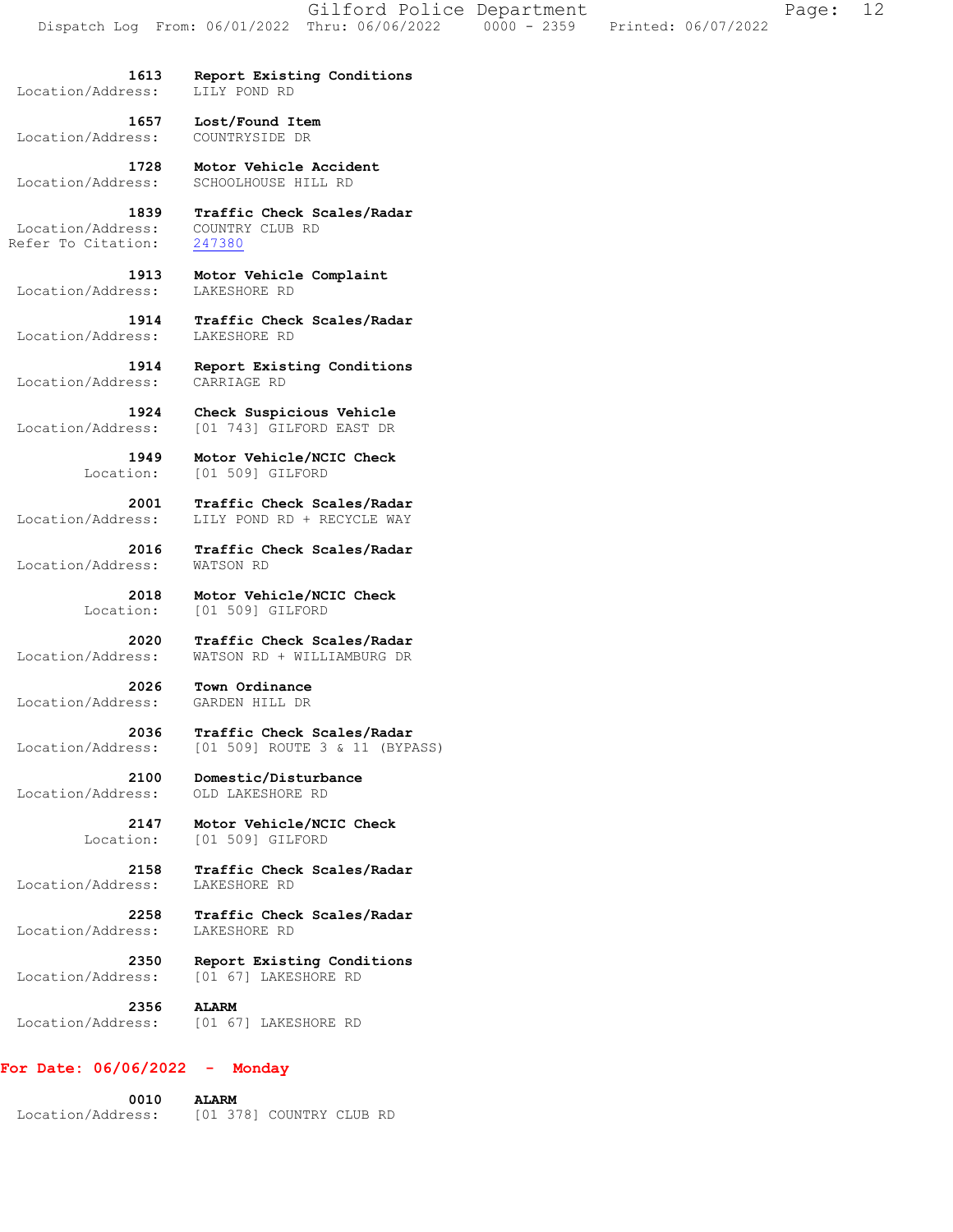**1613** **Report Existing Conditions**
Location/Address: LILY POND RD

**1657** **Lost/Found Item**
Location/Address: COUNTRYSIDE DR

**1728** **Motor Vehicle Accident**
Location/Address: SCHOOLHOUSE HILL RD

**1839** **Traffic Check Scales/Radar**
Location/Address: COUNTRY CLUB RD
Refer To Citation: 247380

**1913** **Motor Vehicle Complaint**
Location/Address: LAKESHORE RD

**1914** **Traffic Check Scales/Radar**
Location/Address: LAKESHORE RD

**1914** **Report Existing Conditions**
Location/Address: CARRIAGE RD

**1924** **Check Suspicious Vehicle**
Location/Address: [01 743] GILFORD EAST DR

**1949** **Motor Vehicle/NCIC Check**
Location: [01 509] GILFORD

**2001** **Traffic Check Scales/Radar**
Location/Address: LILY POND RD + RECYCLE WAY

**2016** **Traffic Check Scales/Radar**
Location/Address: WATSON RD

**2018** **Motor Vehicle/NCIC Check**
Location: [01 509] GILFORD

**2020** **Traffic Check Scales/Radar**
Location/Address: WATSON RD + WILLIAMBURG DR

**2026** **Town Ordinance**
Location/Address: GARDEN HILL DR

**2036** **Traffic Check Scales/Radar**
Location/Address: [01 509] ROUTE 3 & 11 (BYPASS)

**2100** **Domestic/Disturbance**
Location/Address: OLD LAKESHORE RD

**2147** **Motor Vehicle/NCIC Check**
Location: [01 509] GILFORD

**2158** **Traffic Check Scales/Radar**
Location/Address: LAKESHORE RD

**2258** **Traffic Check Scales/Radar**
Location/Address: LAKESHORE RD

**2350** **Report Existing Conditions**
Location/Address: [01 67] LAKESHORE RD

**2356** **ALARM**
Location/Address: [01 67] LAKESHORE RD

## For Date: 06/06/2022 - Monday

**0010** **ALARM**
Location/Address: [01 378] COUNTRY CLUB RD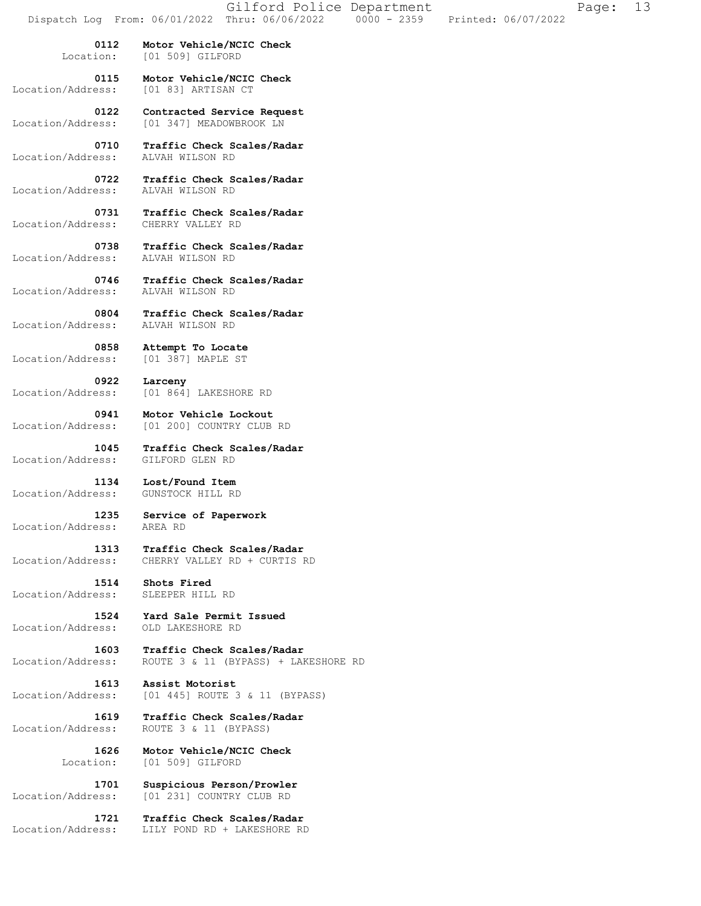**0112** **Motor Vehicle/NCIC Check**
Location: [01 509] GILFORD

**0115** **Motor Vehicle/NCIC Check**
Location/Address: [01 83] ARTISAN CT

**0122** **Contracted Service Request**
Location/Address: [01 347] MEADOWBROOK LN

**0710** **Traffic Check Scales/Radar**
Location/Address: ALVAH WILSON RD

**0722** **Traffic Check Scales/Radar**
Location/Address: ALVAH WILSON RD

**0731** **Traffic Check Scales/Radar**
Location/Address: CHERRY VALLEY RD

**0738** **Traffic Check Scales/Radar**
Location/Address: ALVAH WILSON RD

**0746** **Traffic Check Scales/Radar**
Location/Address: ALVAH WILSON RD

**0804** **Traffic Check Scales/Radar**
Location/Address: ALVAH WILSON RD

**0858** **Attempt To Locate**
Location/Address: [01 387] MAPLE ST

**0922** **Larceny**
Location/Address: [01 864] LAKESHORE RD

**0941** **Motor Vehicle Lockout**
Location/Address: [01 200] COUNTRY CLUB RD

**1045** **Traffic Check Scales/Radar**
Location/Address: GILFORD GLEN RD

**1134** **Lost/Found Item**
Location/Address: GUNSTOCK HILL RD

**1235** **Service of Paperwork**
Location/Address: AREA RD

**1313** **Traffic Check Scales/Radar**
Location/Address: CHERRY VALLEY RD + CURTIS RD

**1514** **Shots Fired**
Location/Address: SLEEPER HILL RD

**1524** **Yard Sale Permit Issued**
Location/Address: OLD LAKESHORE RD

**1603** **Traffic Check Scales/Radar**
Location/Address: ROUTE 3 & 11 (BYPASS) + LAKESHORE RD

**1613** **Assist Motorist**
Location/Address: [01 445] ROUTE 3 & 11 (BYPASS)

**1619** **Traffic Check Scales/Radar**
Location/Address: ROUTE 3 & 11 (BYPASS)

**1626** **Motor Vehicle/NCIC Check**
Location: [01 509] GILFORD

**1701** **Suspicious Person/Prowler**
Location/Address: [01 231] COUNTRY CLUB RD

**1721** **Traffic Check Scales/Radar**
Location/Address: LILY POND RD + LAKESHORE RD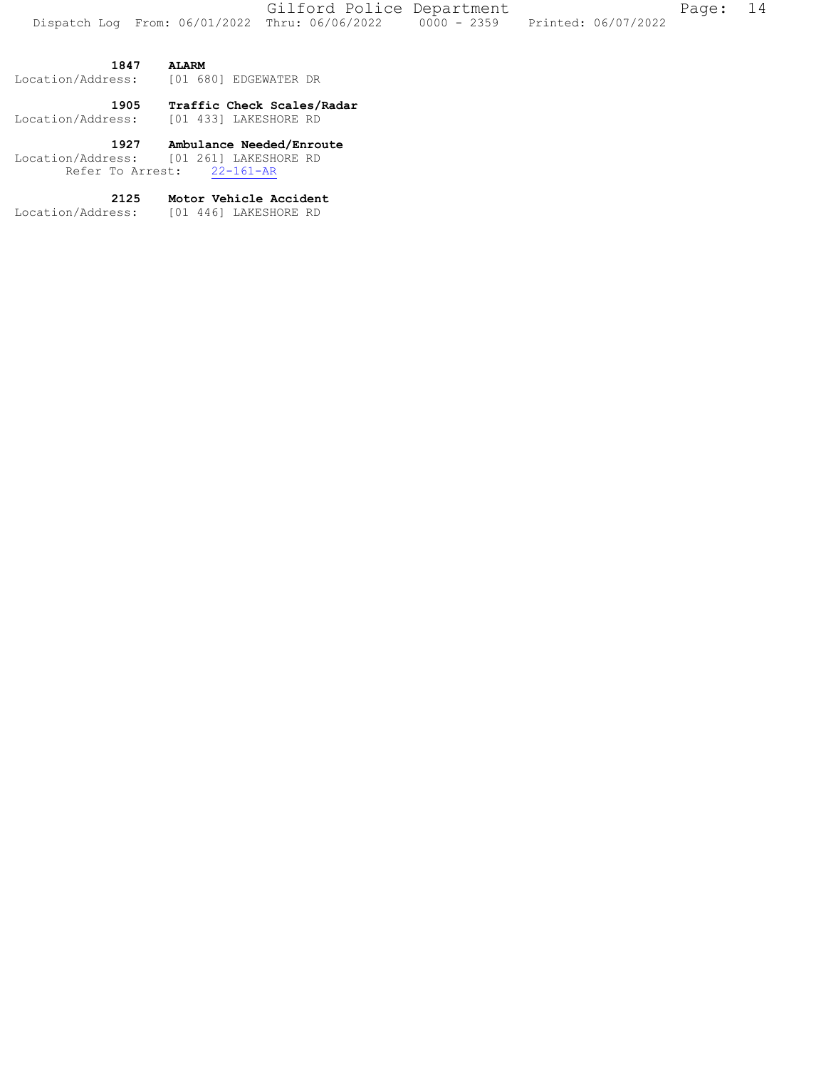**1847 ALARM**

Location/Address: [01 680] EDGEWATER DR

**1905 Traffic Check Scales/Radar**

Location/Address: [01 433] LAKESHORE RD

**1927 Ambulance Needed/Enroute**

Location/Address: [01 261] LAKESHORE RD

Refer To Arrest: 22-161-AR

**2125 Motor Vehicle Accident**

Location/Address: [01 446] LAKESHORE RD